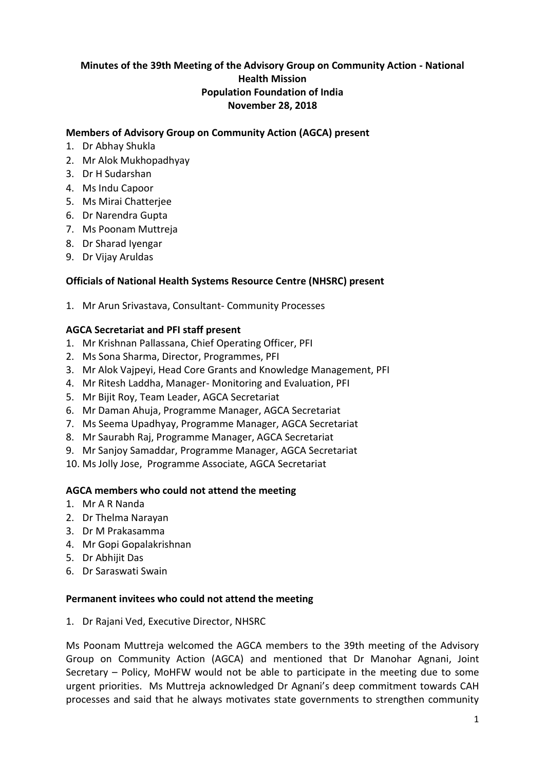**Minutes of the 39th Meeting of the Advisory Group on Community Action - National Health Mission**
**Population Foundation of India**
**November 28, 2018**

**Members of Advisory Group on Community Action (AGCA) present**

1. Dr Abhay Shukla
2. Mr Alok Mukhopadhyay
3. Dr H Sudarshan
4. Ms Indu Capoor
5. Ms Mirai Chatterjee
6. Dr Narendra Gupta
7. Ms Poonam Muttreja
8. Dr Sharad Iyengar
9. Dr Vijay Aruldas

**Officials of National Health Systems Resource Centre (NHSRC) present**

1. Mr Arun Srivastava, Consultant- Community Processes

**AGCA Secretariat and PFI staff present**

1. Mr Krishnan Pallassana, Chief Operating Officer, PFI
2. Ms Sona Sharma, Director, Programmes, PFI
3. Mr Alok Vajpeyi, Head Core Grants and Knowledge Management, PFI
4. Mr Ritesh Laddha, Manager- Monitoring and Evaluation, PFI
5. Mr Bijit Roy, Team Leader, AGCA Secretariat
6. Mr Daman Ahuja, Programme Manager, AGCA Secretariat
7. Ms Seema Upadhyay, Programme Manager, AGCA Secretariat
8. Mr Saurabh Raj, Programme Manager, AGCA Secretariat
9. Mr Sanjoy Samaddar, Programme Manager, AGCA Secretariat
10. Ms Jolly Jose, Programme Associate, AGCA Secretariat

**AGCA members who could not attend the meeting**

1. Mr A R Nanda
2. Dr Thelma Narayan
3. Dr M Prakasamma
4. Mr Gopi Gopalakrishnan
5. Dr Abhijit Das
6. Dr Saraswati Swain

**Permanent invitees who could not attend the meeting**

1. Dr Rajani Ved, Executive Director, NHSRC

Ms Poonam Muttreja welcomed the AGCA members to the 39th meeting of the Advisory Group on Community Action (AGCA) and mentioned that Dr Manohar Agnani, Joint Secretary – Policy, MoHFW would not be able to participate in the meeting due to some urgent priorities. Ms Muttreja acknowledged Dr Agnani's deep commitment towards CAH processes and said that he always motivates state governments to strengthen community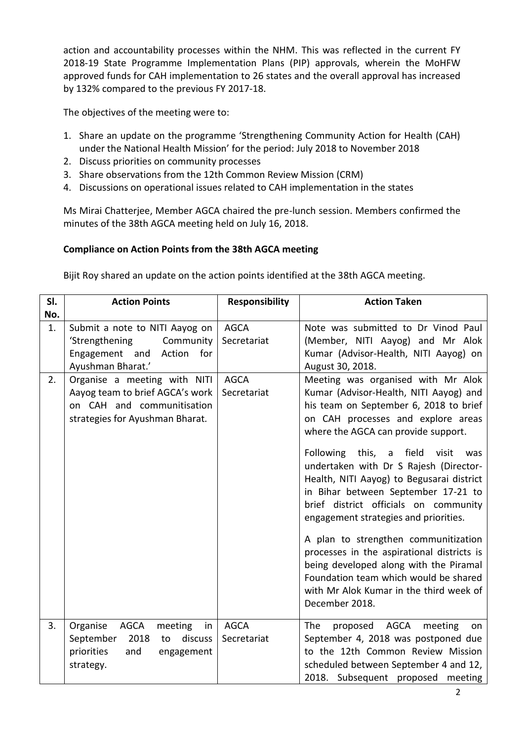action and accountability processes within the NHM. This was reflected in the current FY 2018-19 State Programme Implementation Plans (PIP) approvals, wherein the MoHFW approved funds for CAH implementation to 26 states and the overall approval has increased by 132% compared to the previous FY 2017-18.

The objectives of the meeting were to:

1. Share an update on the programme 'Strengthening Community Action for Health (CAH) under the National Health Mission' for the period: July 2018 to November 2018
2. Discuss priorities on community processes
3. Share observations from the 12th Common Review Mission (CRM)
4. Discussions on operational issues related to CAH implementation in the states

Ms Mirai Chatterjee, Member AGCA chaired the pre-lunch session. Members confirmed the minutes of the 38th AGCA meeting held on July 16, 2018.

**Compliance on Action Points from the 38th AGCA meeting**

Bijit Roy shared an update on the action points identified at the 38th AGCA meeting.

| Sl. No. | Action Points | Responsibility | Action Taken |
|---|---|---|---|
| 1. | Submit a note to NITI Aayog on 'Strengthening Community Engagement and Action for Ayushman Bharat.' | AGCA Secretariat | Note was submitted to Dr Vinod Paul (Member, NITI Aayog) and Mr Alok Kumar (Advisor-Health, NITI Aayog) on August 30, 2018. |
| 2. | Organise a meeting with NITI Aayog team to brief AGCA's work on CAH and communitisation strategies for Ayushman Bharat. | AGCA Secretariat | Meeting was organised with Mr Alok Kumar (Advisor-Health, NITI Aayog) and his team on September 6, 2018 to brief on CAH processes and explore areas where the AGCA can provide support.<br><br>Following this, a field visit was undertaken with Dr S Rajesh (Director-Health, NITI Aayog) to Begusarai district in Bihar between September 17-21 to brief district officials on community engagement strategies and priorities.<br><br>A plan to strengthen communitization processes in the aspirational districts is being developed along with the Piramal Foundation team which would be shared with Mr Alok Kumar in the third week of December 2018. |
| 3. | Organise AGCA meeting in September 2018 to discuss priorities and engagement strategy. | AGCA Secretariat | The proposed AGCA meeting on September 4, 2018 was postponed due to the 12th Common Review Mission scheduled between September 4 and 12, 2018. Subsequent proposed meeting |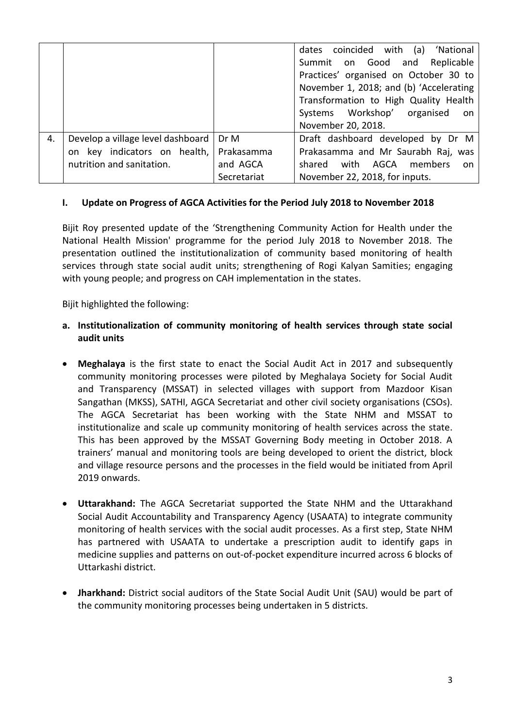| | | | |
|---|---|---|---|
| | | | dates coincided with (a) 'National Summit on Good and Replicable Practices' organised on October 30 to November 1, 2018; and (b) 'Accelerating Transformation to High Quality Health Systems Workshop' organised on November 20, 2018. |
| 4. | Develop a village level dashboard on key indicators on health, nutrition and sanitation. | Dr M Prakasamma and AGCA Secretariat | Draft dashboard developed by Dr M Prakasamma and Mr Saurabh Raj, was shared with AGCA members on November 22, 2018, for inputs. |

## I. Update on Progress of AGCA Activities for the Period July 2018 to November 2018

Bijit Roy presented update of the 'Strengthening Community Action for Health under the National Health Mission' programme for the period July 2018 to November 2018. The presentation outlined the institutionalization of community based monitoring of health services through state social audit units; strengthening of Rogi Kalyan Samities; engaging with young people; and progress on CAH implementation in the states.

Bijit highlighted the following:

### a. Institutionalization of community monitoring of health services through state social audit units

- **Meghalaya** is the first state to enact the Social Audit Act in 2017 and subsequently community monitoring processes were piloted by Meghalaya Society for Social Audit and Transparency (MSSAT) in selected villages with support from Mazdoor Kisan Sangathan (MKSS), SATHI, AGCA Secretariat and other civil society organisations (CSOs). The AGCA Secretariat has been working with the State NHM and MSSAT to institutionalize and scale up community monitoring of health services across the state. This has been approved by the MSSAT Governing Body meeting in October 2018. A trainers' manual and monitoring tools are being developed to orient the district, block and village resource persons and the processes in the field would be initiated from April 2019 onwards.

- **Uttarakhand:** The AGCA Secretariat supported the State NHM and the Uttarakhand Social Audit Accountability and Transparency Agency (USAATA) to integrate community monitoring of health services with the social audit processes. As a first step, State NHM has partnered with USAATA to undertake a prescription audit to identify gaps in medicine supplies and patterns on out-of-pocket expenditure incurred across 6 blocks of Uttarkashi district.

- **Jharkhand:** District social auditors of the State Social Audit Unit (SAU) would be part of the community monitoring processes being undertaken in 5 districts.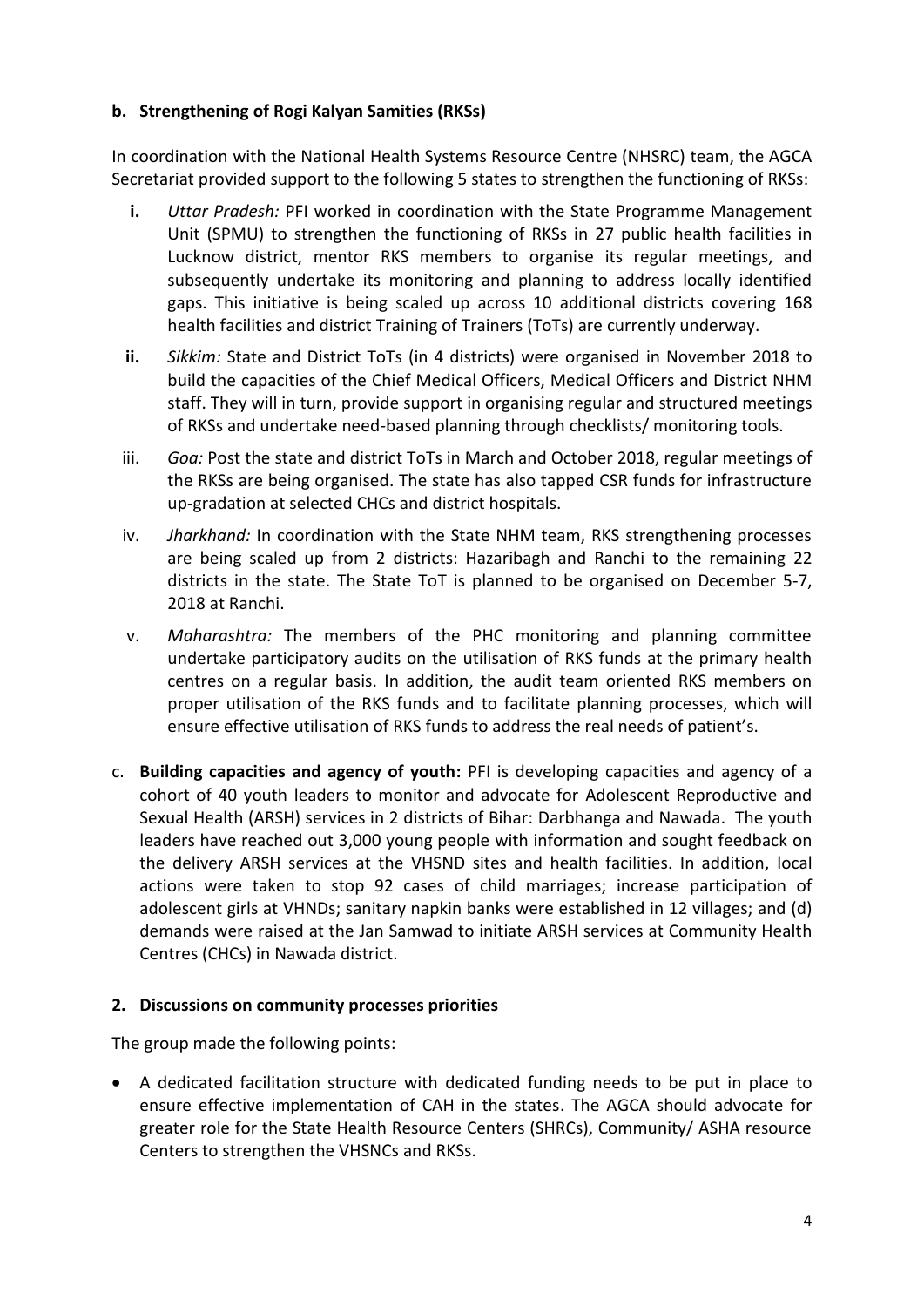**b. Strengthening of Rogi Kalyan Samities (RKSs)**

In coordination with the National Health Systems Resource Centre (NHSRC) team, the AGCA Secretariat provided support to the following 5 states to strengthen the functioning of RKSs:

- **i.** *Uttar Pradesh:* PFI worked in coordination with the State Programme Management Unit (SPMU) to strengthen the functioning of RKSs in 27 public health facilities in Lucknow district, mentor RKS members to organise its regular meetings, and subsequently undertake its monitoring and planning to address locally identified gaps. This initiative is being scaled up across 10 additional districts covering 168 health facilities and district Training of Trainers (ToTs) are currently underway.
- **ii.** *Sikkim:* State and District ToTs (in 4 districts) were organised in November 2018 to build the capacities of the Chief Medical Officers, Medical Officers and District NHM staff. They will in turn, provide support in organising regular and structured meetings of RKSs and undertake need-based planning through checklists/ monitoring tools.
- iii. *Goa:* Post the state and district ToTs in March and October 2018, regular meetings of the RKSs are being organised. The state has also tapped CSR funds for infrastructure up-gradation at selected CHCs and district hospitals.
- iv. *Jharkhand:* In coordination with the State NHM team, RKS strengthening processes are being scaled up from 2 districts: Hazaribagh and Ranchi to the remaining 22 districts in the state. The State ToT is planned to be organised on December 5-7, 2018 at Ranchi.
- v. *Maharashtra:* The members of the PHC monitoring and planning committee undertake participatory audits on the utilisation of RKS funds at the primary health centres on a regular basis. In addition, the audit team oriented RKS members on proper utilisation of the RKS funds and to facilitate planning processes, which will ensure effective utilisation of RKS funds to address the real needs of patient's.

c. **Building capacities and agency of youth:** PFI is developing capacities and agency of a cohort of 40 youth leaders to monitor and advocate for Adolescent Reproductive and Sexual Health (ARSH) services in 2 districts of Bihar: Darbhanga and Nawada. The youth leaders have reached out 3,000 young people with information and sought feedback on the delivery ARSH services at the VHSND sites and health facilities. In addition, local actions were taken to stop 92 cases of child marriages; increase participation of adolescent girls at VHNDs; sanitary napkin banks were established in 12 villages; and (d) demands were raised at the Jan Samwad to initiate ARSH services at Community Health Centres (CHCs) in Nawada district.

**2. Discussions on community processes priorities**

The group made the following points:

- A dedicated facilitation structure with dedicated funding needs to be put in place to ensure effective implementation of CAH in the states. The AGCA should advocate for greater role for the State Health Resource Centers (SHRCs), Community/ ASHA resource Centers to strengthen the VHSNCs and RKSs.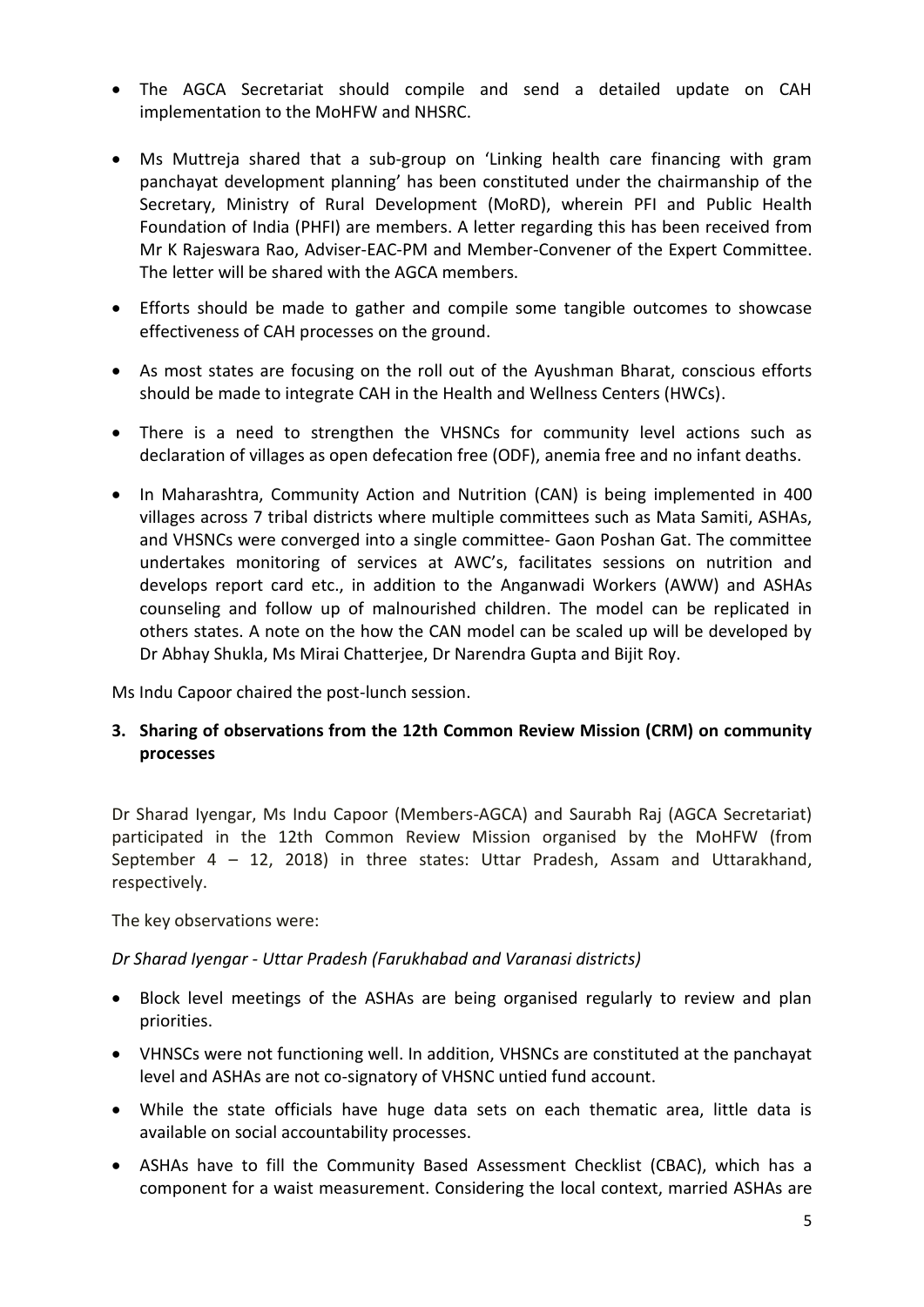- The AGCA Secretariat should compile and send a detailed update on CAH implementation to the MoHFW and NHSRC.

- Ms Muttreja shared that a sub-group on 'Linking health care financing with gram panchayat development planning' has been constituted under the chairmanship of the Secretary, Ministry of Rural Development (MoRD), wherein PFI and Public Health Foundation of India (PHFI) are members. A letter regarding this has been received from Mr K Rajeswara Rao, Adviser-EAC-PM and Member-Convener of the Expert Committee. The letter will be shared with the AGCA members.

- Efforts should be made to gather and compile some tangible outcomes to showcase effectiveness of CAH processes on the ground.

- As most states are focusing on the roll out of the Ayushman Bharat, conscious efforts should be made to integrate CAH in the Health and Wellness Centers (HWCs).

- There is a need to strengthen the VHSNCs for community level actions such as declaration of villages as open defecation free (ODF), anemia free and no infant deaths.

- In Maharashtra, Community Action and Nutrition (CAN) is being implemented in 400 villages across 7 tribal districts where multiple committees such as Mata Samiti, ASHAs, and VHSNCs were converged into a single committee- Gaon Poshan Gat. The committee undertakes monitoring of services at AWC's, facilitates sessions on nutrition and develops report card etc., in addition to the Anganwadi Workers (AWW) and ASHAs counseling and follow up of malnourished children. The model can be replicated in others states. A note on the how the CAN model can be scaled up will be developed by Dr Abhay Shukla, Ms Mirai Chatterjee, Dr Narendra Gupta and Bijit Roy.

Ms Indu Capoor chaired the post-lunch session.

## 3. Sharing of observations from the 12th Common Review Mission (CRM) on community processes

Dr Sharad Iyengar, Ms Indu Capoor (Members-AGCA) and Saurabh Raj (AGCA Secretariat) participated in the 12th Common Review Mission organised by the MoHFW (from September 4 – 12, 2018) in three states: Uttar Pradesh, Assam and Uttarakhand, respectively.

The key observations were:

*Dr Sharad Iyengar - Uttar Pradesh (Farukhabad and Varanasi districts)*

- Block level meetings of the ASHAs are being organised regularly to review and plan priorities.

- VHNSCs were not functioning well. In addition, VHSNCs are constituted at the panchayat level and ASHAs are not co-signatory of VHSNC untied fund account.

- While the state officials have huge data sets on each thematic area, little data is available on social accountability processes.

- ASHAs have to fill the Community Based Assessment Checklist (CBAC), which has a component for a waist measurement. Considering the local context, married ASHAs are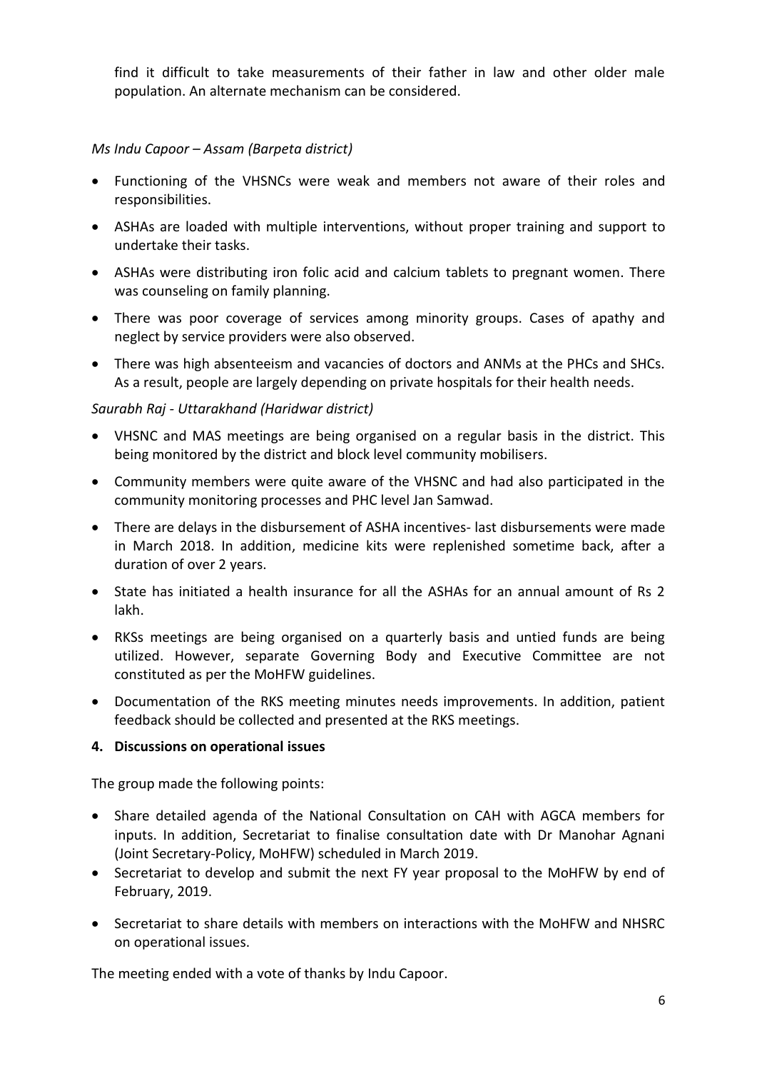find it difficult to take measurements of their father in law and other older male population. An alternate mechanism can be considered.

*Ms Indu Capoor – Assam (Barpeta district)*

- Functioning of the VHSNCs were weak and members not aware of their roles and responsibilities.
- ASHAs are loaded with multiple interventions, without proper training and support to undertake their tasks.
- ASHAs were distributing iron folic acid and calcium tablets to pregnant women. There was counseling on family planning.
- There was poor coverage of services among minority groups. Cases of apathy and neglect by service providers were also observed.
- There was high absenteeism and vacancies of doctors and ANMs at the PHCs and SHCs. As a result, people are largely depending on private hospitals for their health needs.

*Saurabh Raj - Uttarakhand (Haridwar district)*

- VHSNC and MAS meetings are being organised on a regular basis in the district. This being monitored by the district and block level community mobilisers.
- Community members were quite aware of the VHSNC and had also participated in the community monitoring processes and PHC level Jan Samwad.
- There are delays in the disbursement of ASHA incentives- last disbursements were made in March 2018. In addition, medicine kits were replenished sometime back, after a duration of over 2 years.
- State has initiated a health insurance for all the ASHAs for an annual amount of Rs 2 lakh.
- RKSs meetings are being organised on a quarterly basis and untied funds are being utilized. However, separate Governing Body and Executive Committee are not constituted as per the MoHFW guidelines.
- Documentation of the RKS meeting minutes needs improvements. In addition, patient feedback should be collected and presented at the RKS meetings.

**4. Discussions on operational issues**

The group made the following points:

- Share detailed agenda of the National Consultation on CAH with AGCA members for inputs. In addition, Secretariat to finalise consultation date with Dr Manohar Agnani (Joint Secretary-Policy, MoHFW) scheduled in March 2019.
- Secretariat to develop and submit the next FY year proposal to the MoHFW by end of February, 2019.
- Secretariat to share details with members on interactions with the MoHFW and NHSRC on operational issues.

The meeting ended with a vote of thanks by Indu Capoor.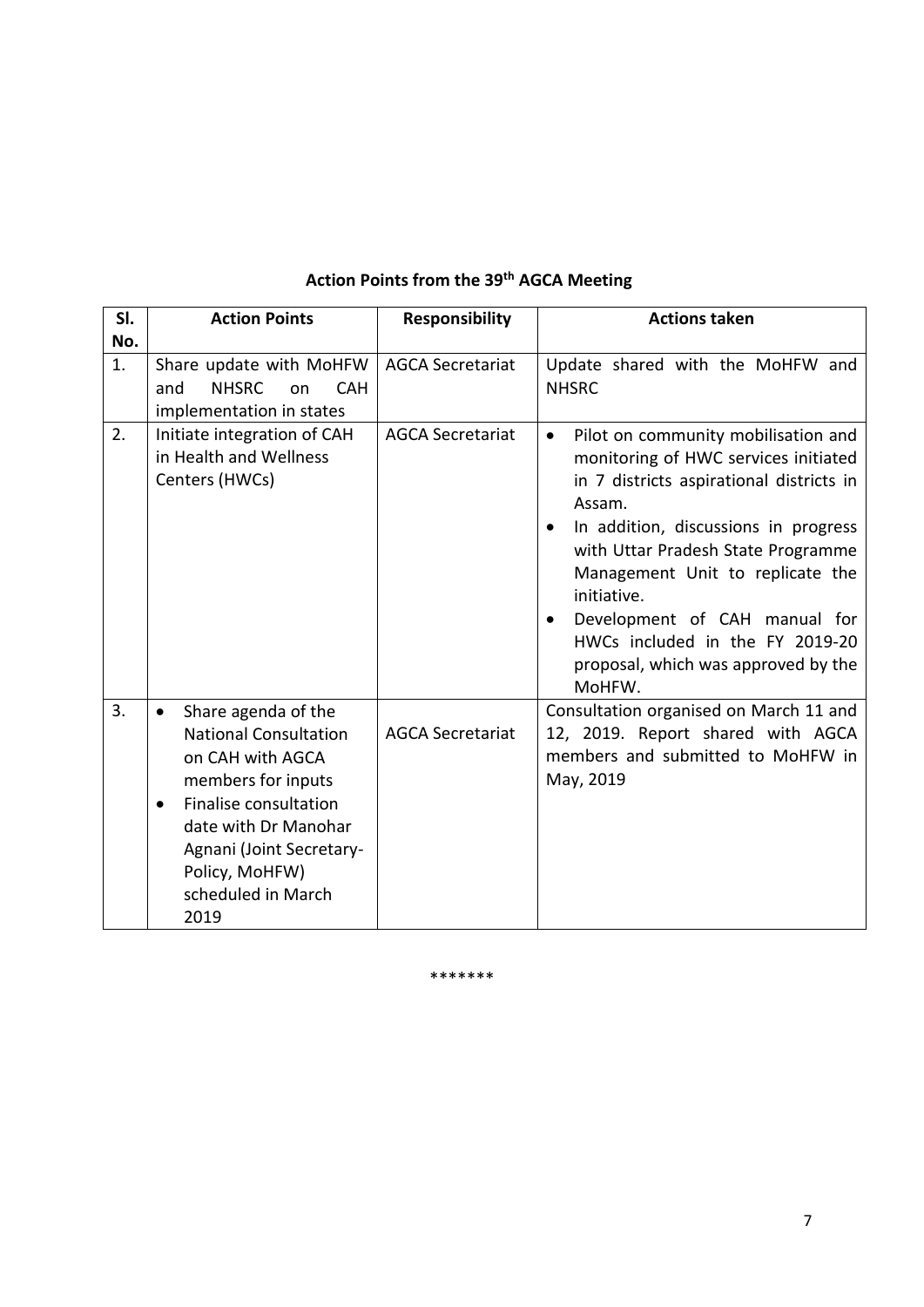## Action Points from the 39th AGCA Meeting

| Sl. No. | Action Points | Responsibility | Actions taken |
|---|---|---|---|
| 1. | Share update with MoHFW and NHSRC on CAH implementation in states | AGCA Secretariat | Update shared with the MoHFW and NHSRC |
| 2. | Initiate integration of CAH in Health and Wellness Centers (HWCs) | AGCA Secretariat | • Pilot on community mobilisation and monitoring of HWC services initiated in 7 districts aspirational districts in Assam.<br>• In addition, discussions in progress with Uttar Pradesh State Programme Management Unit to replicate the initiative.<br>• Development of CAH manual for HWCs included in the FY 2019-20 proposal, which was approved by the MoHFW. |
| 3. | • Share agenda of the National Consultation on CAH with AGCA members for inputs<br>• Finalise consultation date with Dr Manohar Agnani (Joint Secretary-Policy, MoHFW) scheduled in March 2019 | AGCA Secretariat | Consultation organised on March 11 and 12, 2019. Report shared with AGCA members and submitted to MoHFW in May, 2019 |

*******